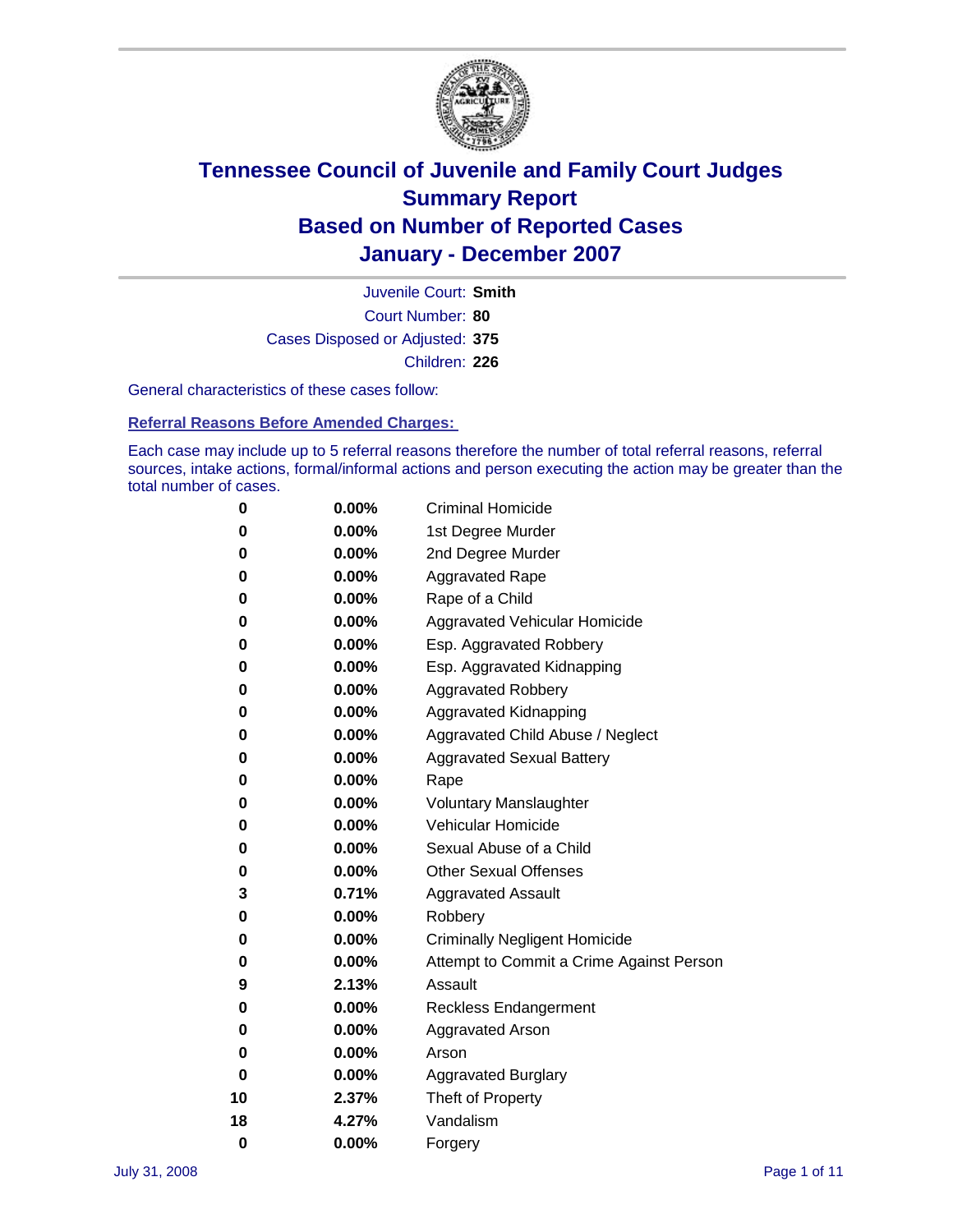# Tennessee Council of Juvenile and Family Court Judges
# Summary Report
# Based on Number of Reported Cases
# January - December 2007

Juvenile Court: **Smith**
Court Number: **80**
Cases Disposed or Adjusted: **375**
Children: **226**

General characteristics of these cases follow:

**Referral Reasons Before Amended Charges:**

Each case may include up to 5 referral reasons therefore the number of total referral reasons, referral sources, intake actions, formal/informal actions and person executing the action may be greater than the total number of cases.

| | | |
|---|---|---|
| 0 | 0.00% | Criminal Homicide |
| 0 | 0.00% | 1st Degree Murder |
| 0 | 0.00% | 2nd Degree Murder |
| 0 | 0.00% | Aggravated Rape |
| 0 | 0.00% | Rape of a Child |
| 0 | 0.00% | Aggravated Vehicular Homicide |
| 0 | 0.00% | Esp. Aggravated Robbery |
| 0 | 0.00% | Esp. Aggravated Kidnapping |
| 0 | 0.00% | Aggravated Robbery |
| 0 | 0.00% | Aggravated Kidnapping |
| 0 | 0.00% | Aggravated Child Abuse / Neglect |
| 0 | 0.00% | Aggravated Sexual Battery |
| 0 | 0.00% | Rape |
| 0 | 0.00% | Voluntary Manslaughter |
| 0 | 0.00% | Vehicular Homicide |
| 0 | 0.00% | Sexual Abuse of a Child |
| 0 | 0.00% | Other Sexual Offenses |
| 3 | 0.71% | Aggravated Assault |
| 0 | 0.00% | Robbery |
| 0 | 0.00% | Criminally Negligent Homicide |
| 0 | 0.00% | Attempt to Commit a Crime Against Person |
| 9 | 2.13% | Assault |
| 0 | 0.00% | Reckless Endangerment |
| 0 | 0.00% | Aggravated Arson |
| 0 | 0.00% | Arson |
| 0 | 0.00% | Aggravated Burglary |
| 10 | 2.37% | Theft of Property |
| 18 | 4.27% | Vandalism |
| 0 | 0.00% | Forgery |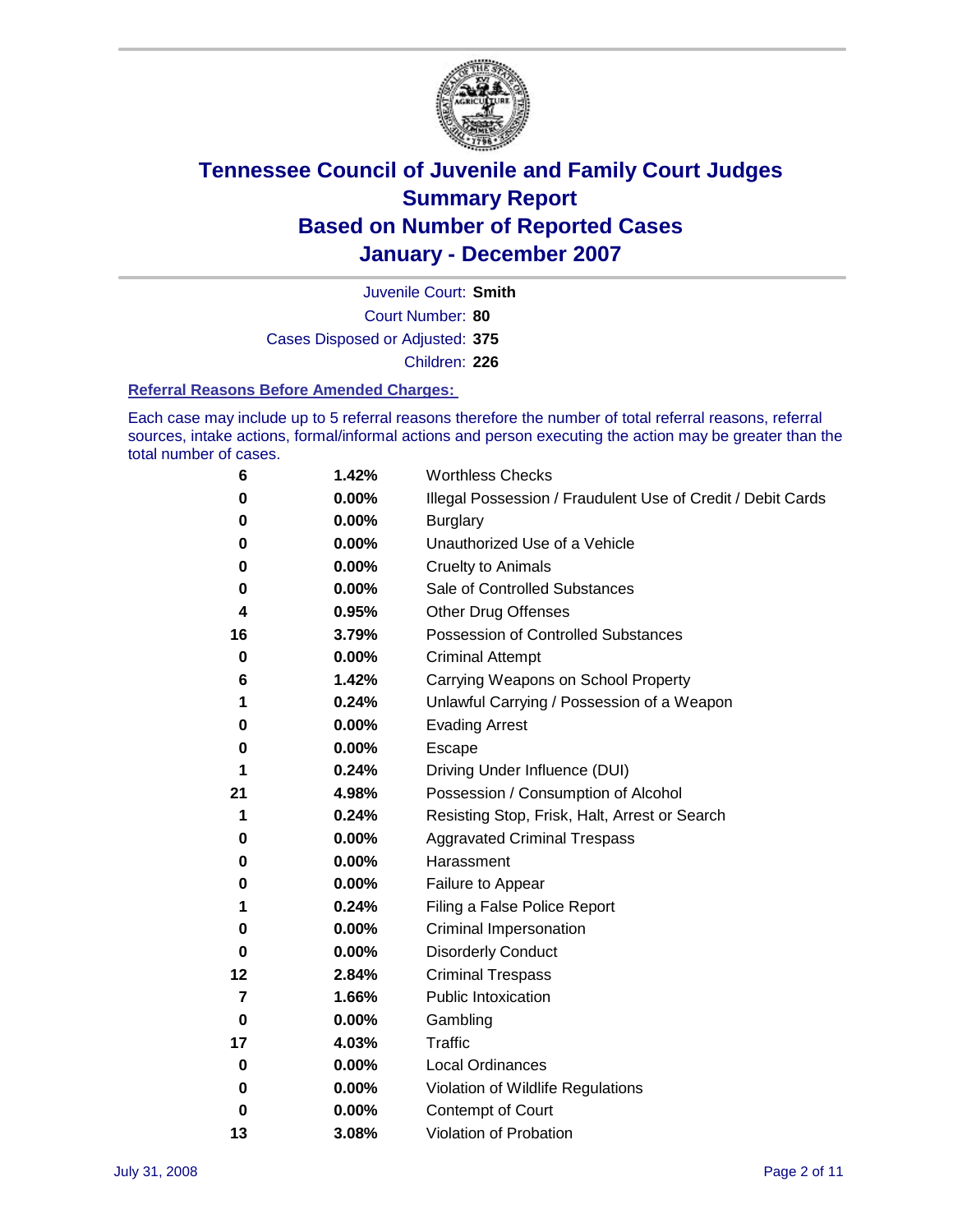# Tennessee Council of Juvenile and Family Court Judges
# Summary Report
# Based on Number of Reported Cases
# January - December 2007

Juvenile Court: **Smith**

Court Number: **80**

Cases Disposed or Adjusted: **375**

Children: **226**

### Referral Reasons Before Amended Charges:

Each case may include up to 5 referral reasons therefore the number of total referral reasons, referral sources, intake actions, formal/informal actions and person executing the action may be greater than the total number of cases.

| Count | Percent | Referral Reason |
|---|---|---|
| 6 | 1.42% | Worthless Checks |
| 0 | 0.00% | Illegal Possession / Fraudulent Use of Credit / Debit Cards |
| 0 | 0.00% | Burglary |
| 0 | 0.00% | Unauthorized Use of a Vehicle |
| 0 | 0.00% | Cruelty to Animals |
| 0 | 0.00% | Sale of Controlled Substances |
| 4 | 0.95% | Other Drug Offenses |
| 16 | 3.79% | Possession of Controlled Substances |
| 0 | 0.00% | Criminal Attempt |
| 6 | 1.42% | Carrying Weapons on School Property |
| 1 | 0.24% | Unlawful Carrying / Possession of a Weapon |
| 0 | 0.00% | Evading Arrest |
| 0 | 0.00% | Escape |
| 1 | 0.24% | Driving Under Influence (DUI) |
| 21 | 4.98% | Possession / Consumption of Alcohol |
| 1 | 0.24% | Resisting Stop, Frisk, Halt, Arrest or Search |
| 0 | 0.00% | Aggravated Criminal Trespass |
| 0 | 0.00% | Harassment |
| 0 | 0.00% | Failure to Appear |
| 1 | 0.24% | Filing a False Police Report |
| 0 | 0.00% | Criminal Impersonation |
| 0 | 0.00% | Disorderly Conduct |
| 12 | 2.84% | Criminal Trespass |
| 7 | 1.66% | Public Intoxication |
| 0 | 0.00% | Gambling |
| 17 | 4.03% | Traffic |
| 0 | 0.00% | Local Ordinances |
| 0 | 0.00% | Violation of Wildlife Regulations |
| 0 | 0.00% | Contempt of Court |
| 13 | 3.08% | Violation of Probation |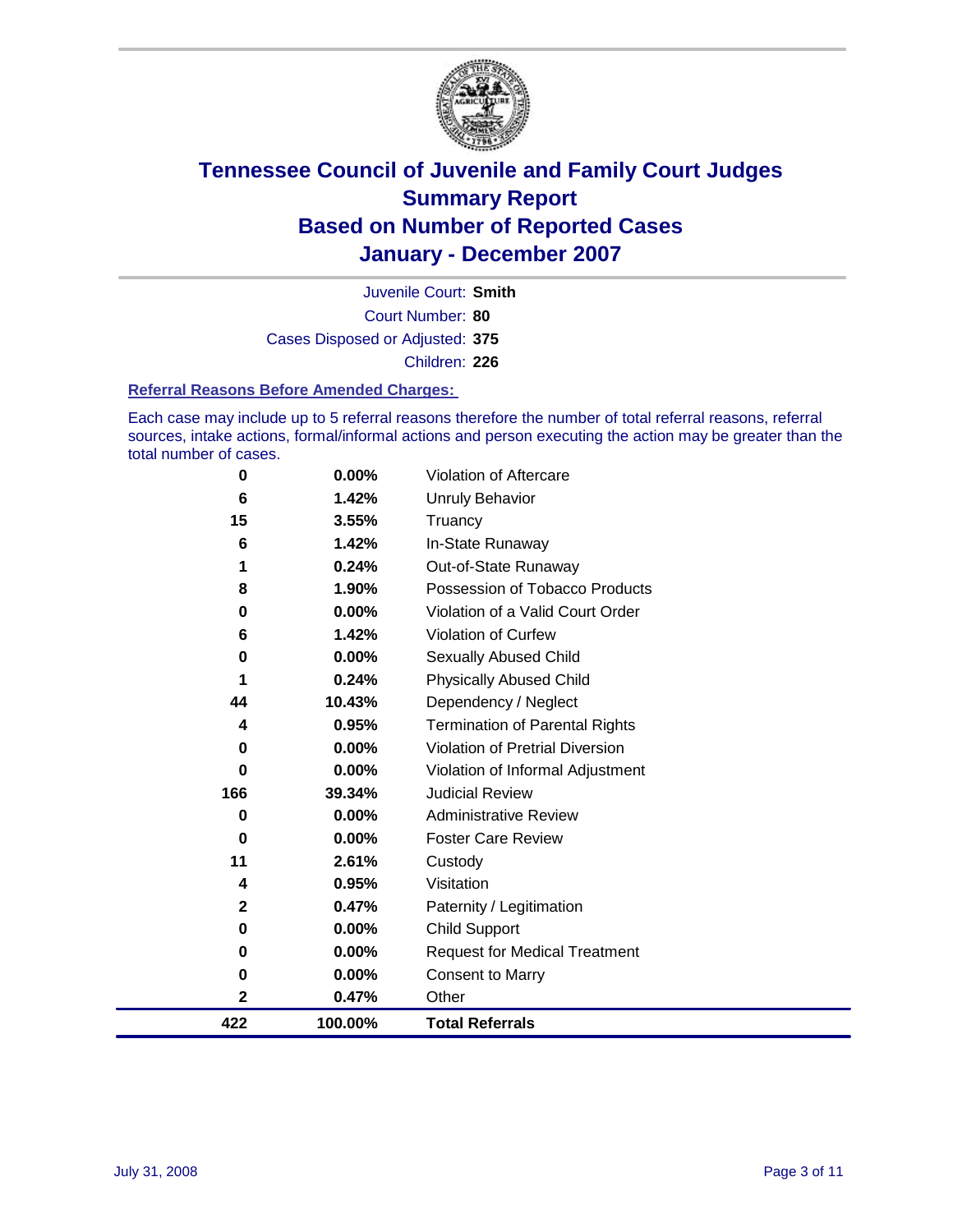# Tennessee Council of Juvenile and Family Court Judges
## Summary Report
## Based on Number of Reported Cases
## January - December 2007

Juvenile Court: **Smith**
Court Number: **80**
Cases Disposed or Adjusted: **375**
Children: **226**

### Referral Reasons Before Amended Charges:

Each case may include up to 5 referral reasons therefore the number of total referral reasons, referral sources, intake actions, formal/informal actions and person executing the action may be greater than the total number of cases.

| Count | Percent | Referral Reason |
|---|---|---|
| 0 | 0.00% | Violation of Aftercare |
| 6 | 1.42% | Unruly Behavior |
| 15 | 3.55% | Truancy |
| 6 | 1.42% | In-State Runaway |
| 1 | 0.24% | Out-of-State Runaway |
| 8 | 1.90% | Possession of Tobacco Products |
| 0 | 0.00% | Violation of a Valid Court Order |
| 6 | 1.42% | Violation of Curfew |
| 0 | 0.00% | Sexually Abused Child |
| 1 | 0.24% | Physically Abused Child |
| 44 | 10.43% | Dependency / Neglect |
| 4 | 0.95% | Termination of Parental Rights |
| 0 | 0.00% | Violation of Pretrial Diversion |
| 0 | 0.00% | Violation of Informal Adjustment |
| 166 | 39.34% | Judicial Review |
| 0 | 0.00% | Administrative Review |
| 0 | 0.00% | Foster Care Review |
| 11 | 2.61% | Custody |
| 4 | 0.95% | Visitation |
| 2 | 0.47% | Paternity / Legitimation |
| 0 | 0.00% | Child Support |
| 0 | 0.00% | Request for Medical Treatment |
| 0 | 0.00% | Consent to Marry |
| 2 | 0.47% | Other |
| **422** | **100.00%** | **Total Referrals** |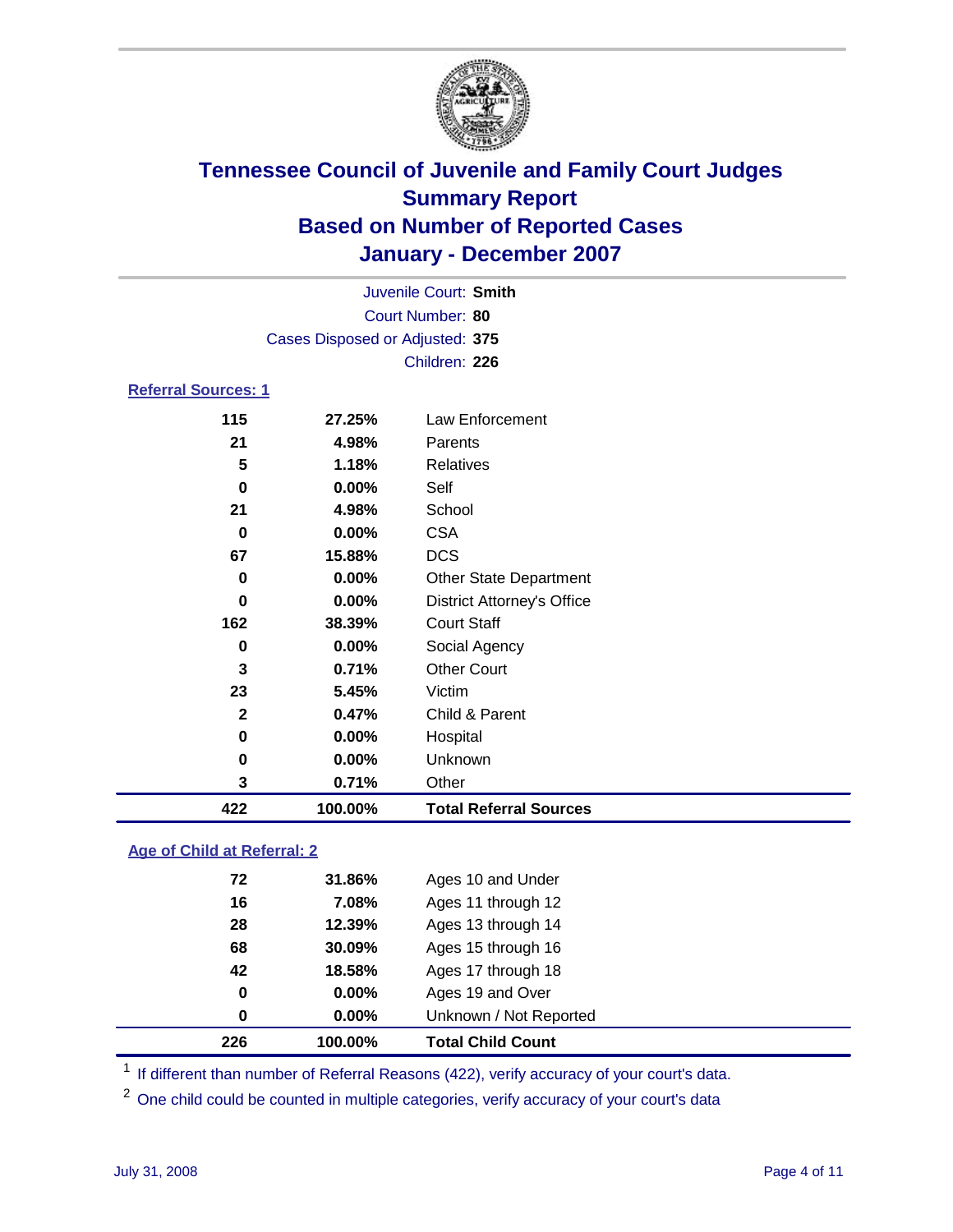# Tennessee Council of Juvenile and Family Court Judges
## Summary Report
## Based on Number of Reported Cases
## January - December 2007

Juvenile Court: **Smith**
Court Number: **80**
Cases Disposed or Adjusted: **375**
Children: **226**

### Referral Sources: 1

| Count | Percent | Source |
|---|---|---|
| 115 | 27.25% | Law Enforcement |
| 21 | 4.98% | Parents |
| 5 | 1.18% | Relatives |
| 0 | 0.00% | Self |
| 21 | 4.98% | School |
| 0 | 0.00% | CSA |
| 67 | 15.88% | DCS |
| 0 | 0.00% | Other State Department |
| 0 | 0.00% | District Attorney's Office |
| 162 | 38.39% | Court Staff |
| 0 | 0.00% | Social Agency |
| 3 | 0.71% | Other Court |
| 23 | 5.45% | Victim |
| 2 | 0.47% | Child & Parent |
| 0 | 0.00% | Hospital |
| 0 | 0.00% | Unknown |
| 3 | 0.71% | Other |
| **422** | **100.00%** | **Total Referral Sources** |

### Age of Child at Referral: 2

| Count | Percent | Age |
|---|---|---|
| 72 | 31.86% | Ages 10 and Under |
| 16 | 7.08% | Ages 11 through 12 |
| 28 | 12.39% | Ages 13 through 14 |
| 68 | 30.09% | Ages 15 through 16 |
| 42 | 18.58% | Ages 17 through 18 |
| 0 | 0.00% | Ages 19 and Over |
| 0 | 0.00% | Unknown / Not Reported |
| **226** | **100.00%** | **Total Child Count** |

[1] If different than number of Referral Reasons (422), verify accuracy of your court's data.

[2] One child could be counted in multiple categories, verify accuracy of your court's data

July 31, 2008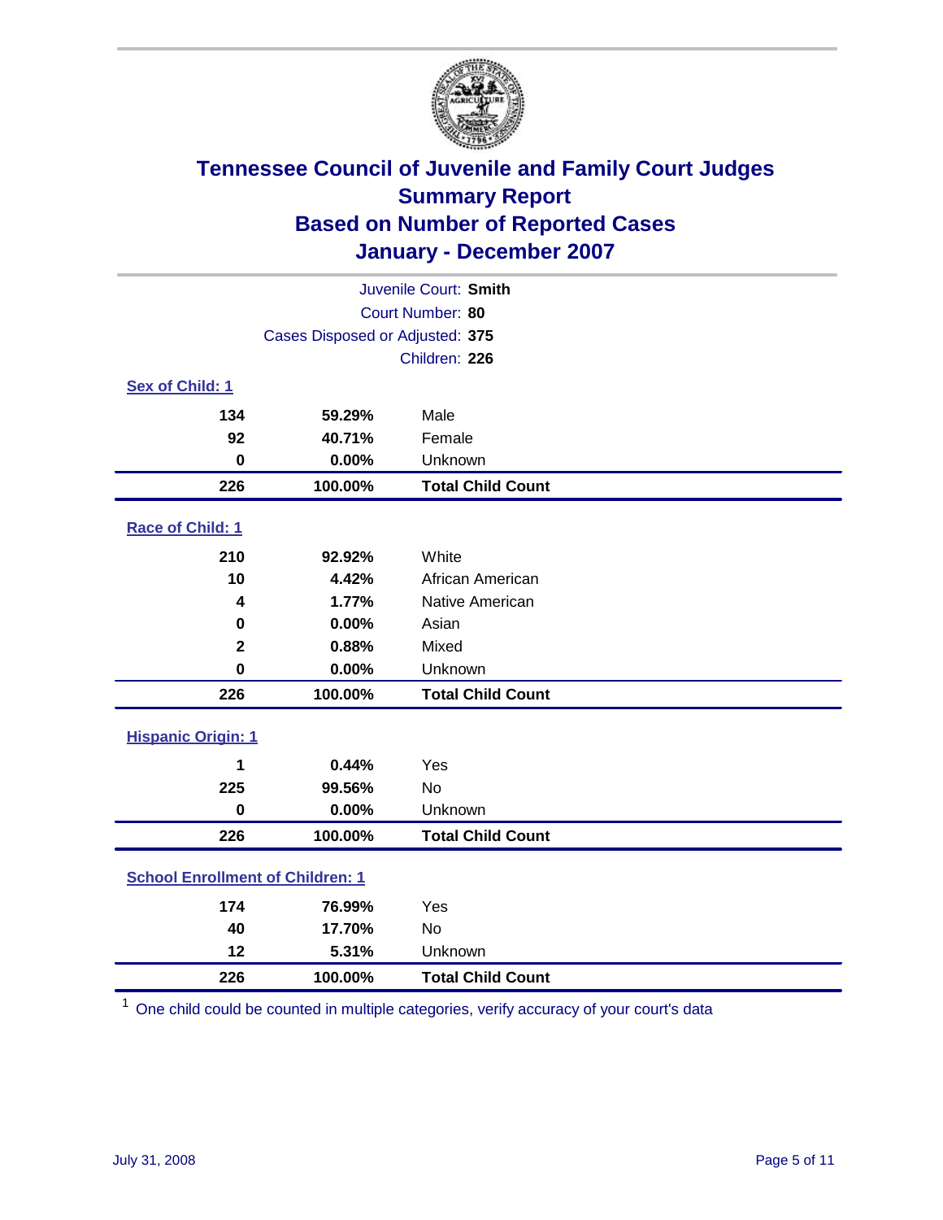# Tennessee Council of Juvenile and Family Court Judges
## Summary Report
## Based on Number of Reported Cases
## January - December 2007

Juvenile Court: **Smith**
Court Number: **80**
Cases Disposed or Adjusted: **375**
Children: **226**

### Sex of Child: 1

| Count | Percent | Category |
|---|---|---|
| 134 | 59.29% | Male |
| 92 | 40.71% | Female |
| 0 | 0.00% | Unknown |
| **226** | **100.00%** | **Total Child Count** |

### Race of Child: 1

| Count | Percent | Category |
|---|---|---|
| 210 | 92.92% | White |
| 10 | 4.42% | African American |
| 4 | 1.77% | Native American |
| 0 | 0.00% | Asian |
| 2 | 0.88% | Mixed |
| 0 | 0.00% | Unknown |
| **226** | **100.00%** | **Total Child Count** |

### Hispanic Origin: 1

| Count | Percent | Category |
|---|---|---|
| 1 | 0.44% | Yes |
| 225 | 99.56% | No |
| 0 | 0.00% | Unknown |
| **226** | **100.00%** | **Total Child Count** |

### School Enrollment of Children: 1

| Count | Percent | Category |
|---|---|---|
| 174 | 76.99% | Yes |
| 40 | 17.70% | No |
| 12 | 5.31% | Unknown |
| **226** | **100.00%** | **Total Child Count** |

[1] One child could be counted in multiple categories, verify accuracy of your court's data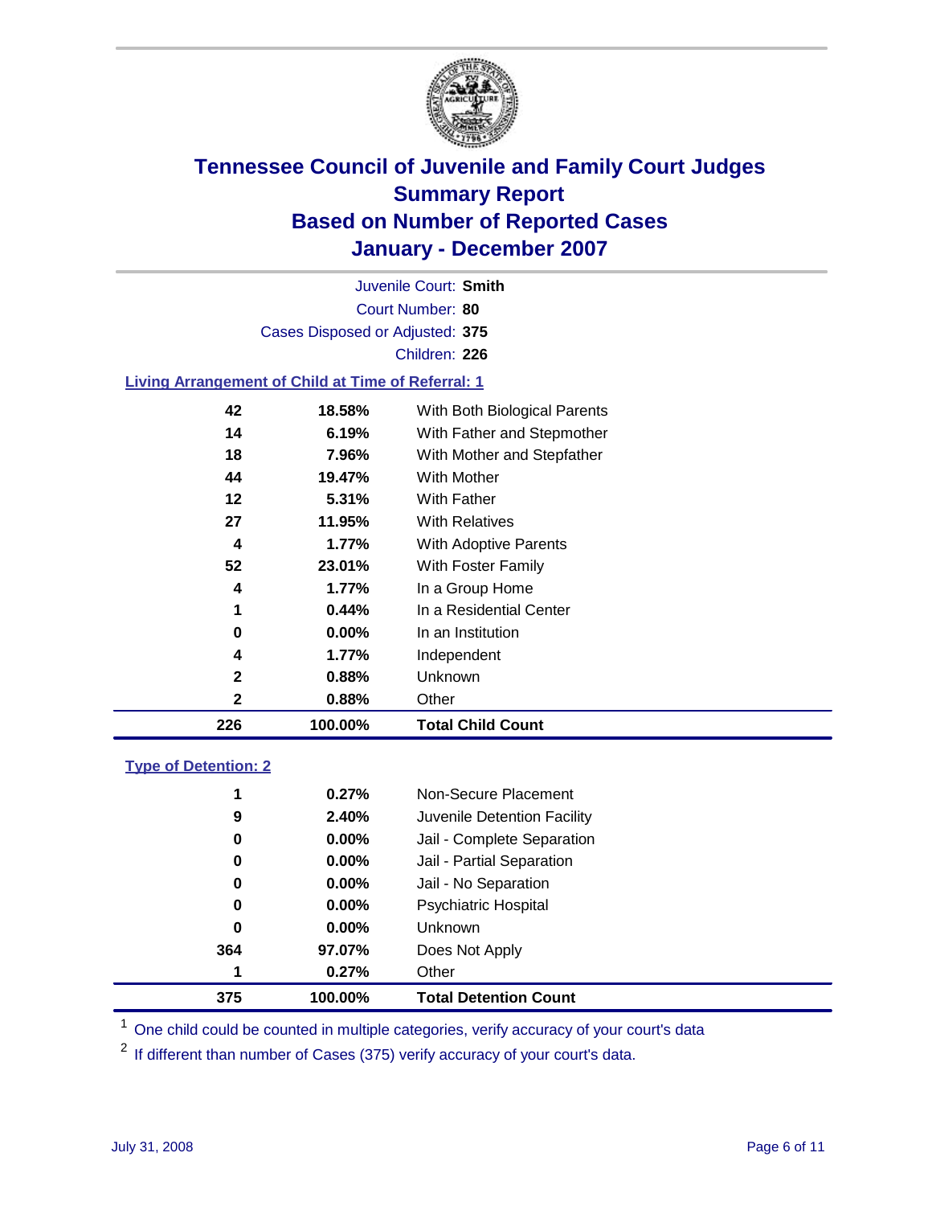# Tennessee Council of Juvenile and Family Court Judges
## Summary Report
## Based on Number of Reported Cases
## January - December 2007

Juvenile Court: **Smith**
Court Number: **80**
Cases Disposed or Adjusted: **375**
Children: **226**

### Living Arrangement of Child at Time of Referral: 1

| Count | Percent | Category |
|---|---|---|
| 42 | 18.58% | With Both Biological Parents |
| 14 | 6.19% | With Father and Stepmother |
| 18 | 7.96% | With Mother and Stepfather |
| 44 | 19.47% | With Mother |
| 12 | 5.31% | With Father |
| 27 | 11.95% | With Relatives |
| 4 | 1.77% | With Adoptive Parents |
| 52 | 23.01% | With Foster Family |
| 4 | 1.77% | In a Group Home |
| 1 | 0.44% | In a Residential Center |
| 0 | 0.00% | In an Institution |
| 4 | 1.77% | Independent |
| 2 | 0.88% | Unknown |
| 2 | 0.88% | Other |
| **226** | **100.00%** | **Total Child Count** |

### Type of Detention: 2

| Count | Percent | Category |
|---|---|---|
| 1 | 0.27% | Non-Secure Placement |
| 9 | 2.40% | Juvenile Detention Facility |
| 0 | 0.00% | Jail - Complete Separation |
| 0 | 0.00% | Jail - Partial Separation |
| 0 | 0.00% | Jail - No Separation |
| 0 | 0.00% | Psychiatric Hospital |
| 0 | 0.00% | Unknown |
| 364 | 97.07% | Does Not Apply |
| 1 | 0.27% | Other |
| **375** | **100.00%** | **Total Detention Count** |

[1] One child could be counted in multiple categories, verify accuracy of your court's data

[2] If different than number of Cases (375) verify accuracy of your court's data.

July 31, 2008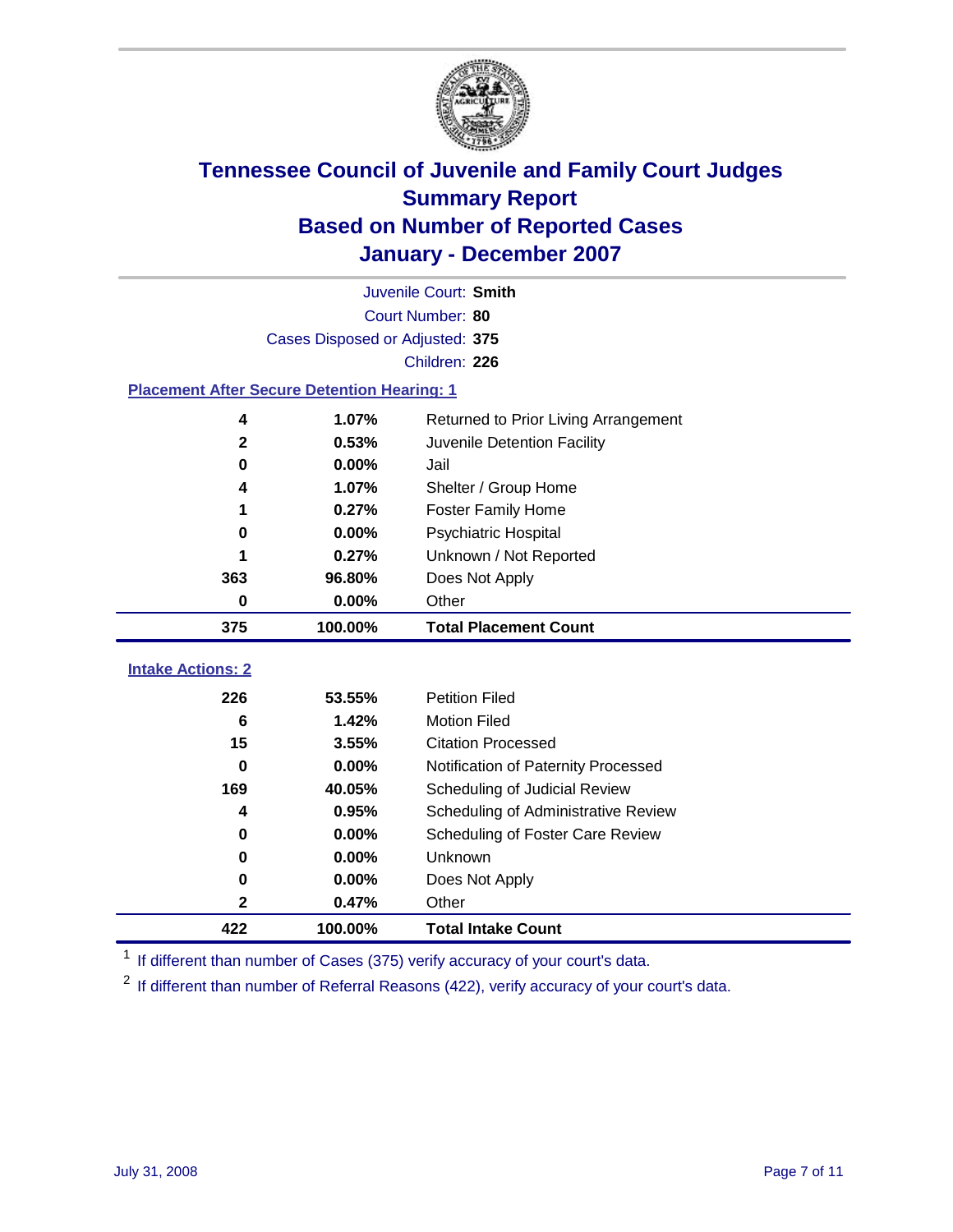# Tennessee Council of Juvenile and Family Court Judges
## Summary Report
## Based on Number of Reported Cases
## January - December 2007

Juvenile Court: **Smith**
Court Number: **80**
Cases Disposed or Adjusted: **375**
Children: **226**

### Placement After Secure Detention Hearing: 1

| | | |
|---|---|---|
| 4 | 1.07% | Returned to Prior Living Arrangement |
| 2 | 0.53% | Juvenile Detention Facility |
| 0 | 0.00% | Jail |
| 4 | 1.07% | Shelter / Group Home |
| 1 | 0.27% | Foster Family Home |
| 0 | 0.00% | Psychiatric Hospital |
| 1 | 0.27% | Unknown / Not Reported |
| 363 | 96.80% | Does Not Apply |
| 0 | 0.00% | Other |
| **375** | **100.00%** | **Total Placement Count** |

### Intake Actions: 2

| | | |
|---|---|---|
| 226 | 53.55% | Petition Filed |
| 6 | 1.42% | Motion Filed |
| 15 | 3.55% | Citation Processed |
| 0 | 0.00% | Notification of Paternity Processed |
| 169 | 40.05% | Scheduling of Judicial Review |
| 4 | 0.95% | Scheduling of Administrative Review |
| 0 | 0.00% | Scheduling of Foster Care Review |
| 0 | 0.00% | Unknown |
| 0 | 0.00% | Does Not Apply |
| 2 | 0.47% | Other |
| **422** | **100.00%** | **Total Intake Count** |

[1] If different than number of Cases (375) verify accuracy of your court's data.

[2] If different than number of Referral Reasons (422), verify accuracy of your court's data.

July 31, 2008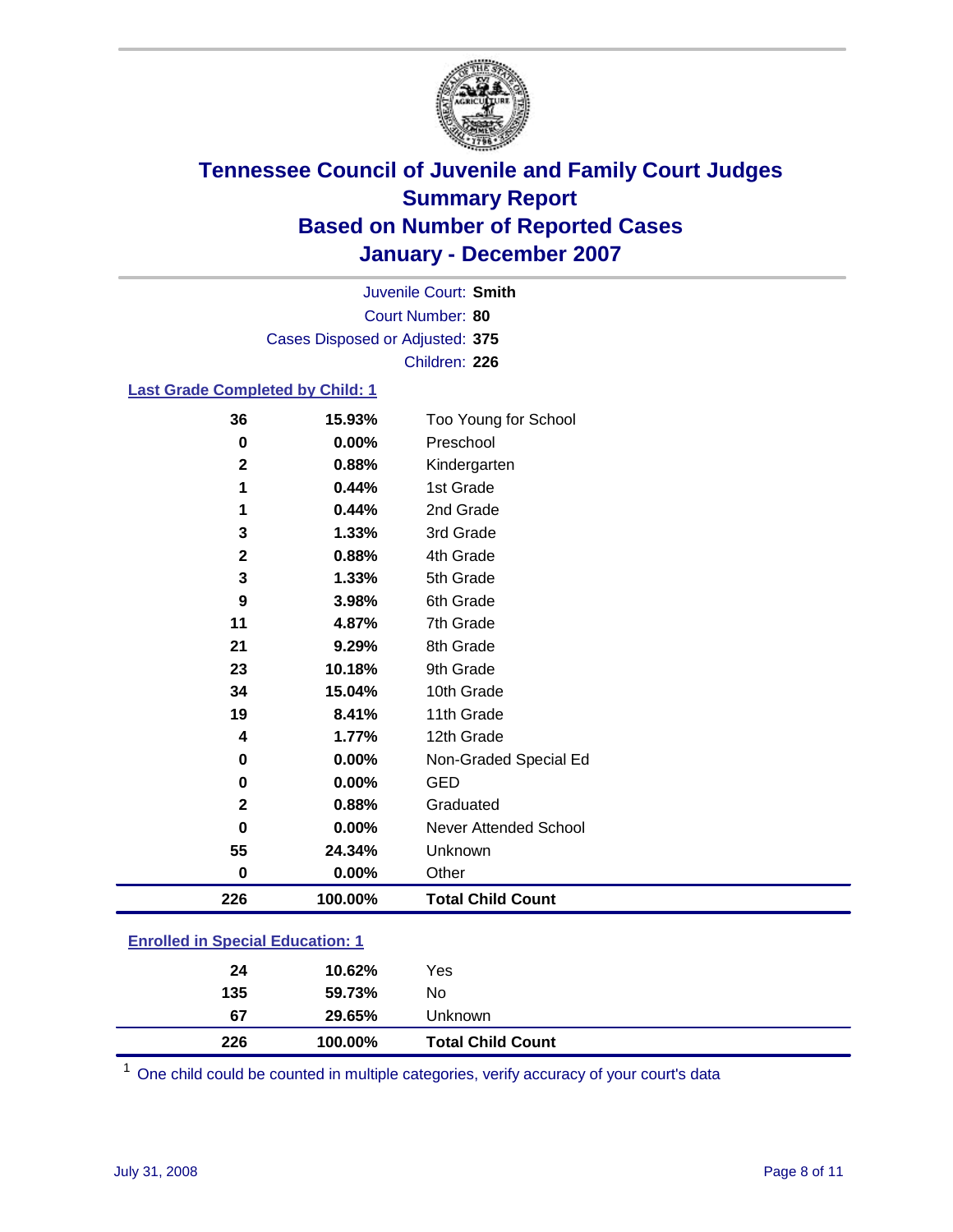# Tennessee Council of Juvenile and Family Court Judges
## Summary Report
## Based on Number of Reported Cases
## January - December 2007

Juvenile Court: **Smith**
Court Number: **80**
Cases Disposed or Adjusted: **375**
Children: **226**

### Last Grade Completed by Child: 1

| Count | Percent | Category |
|---|---|---|
| 36 | 15.93% | Too Young for School |
| 0 | 0.00% | Preschool |
| 2 | 0.88% | Kindergarten |
| 1 | 0.44% | 1st Grade |
| 1 | 0.44% | 2nd Grade |
| 3 | 1.33% | 3rd Grade |
| 2 | 0.88% | 4th Grade |
| 3 | 1.33% | 5th Grade |
| 9 | 3.98% | 6th Grade |
| 11 | 4.87% | 7th Grade |
| 21 | 9.29% | 8th Grade |
| 23 | 10.18% | 9th Grade |
| 34 | 15.04% | 10th Grade |
| 19 | 8.41% | 11th Grade |
| 4 | 1.77% | 12th Grade |
| 0 | 0.00% | Non-Graded Special Ed |
| 0 | 0.00% | GED |
| 2 | 0.88% | Graduated |
| 0 | 0.00% | Never Attended School |
| 55 | 24.34% | Unknown |
| 0 | 0.00% | Other |
| **226** | **100.00%** | **Total Child Count** |

### Enrolled in Special Education: 1

| Count | Percent | Category |
|---|---|---|
| 24 | 10.62% | Yes |
| 135 | 59.73% | No |
| 67 | 29.65% | Unknown |
| **226** | **100.00%** | **Total Child Count** |

[1] One child could be counted in multiple categories, verify accuracy of your court's data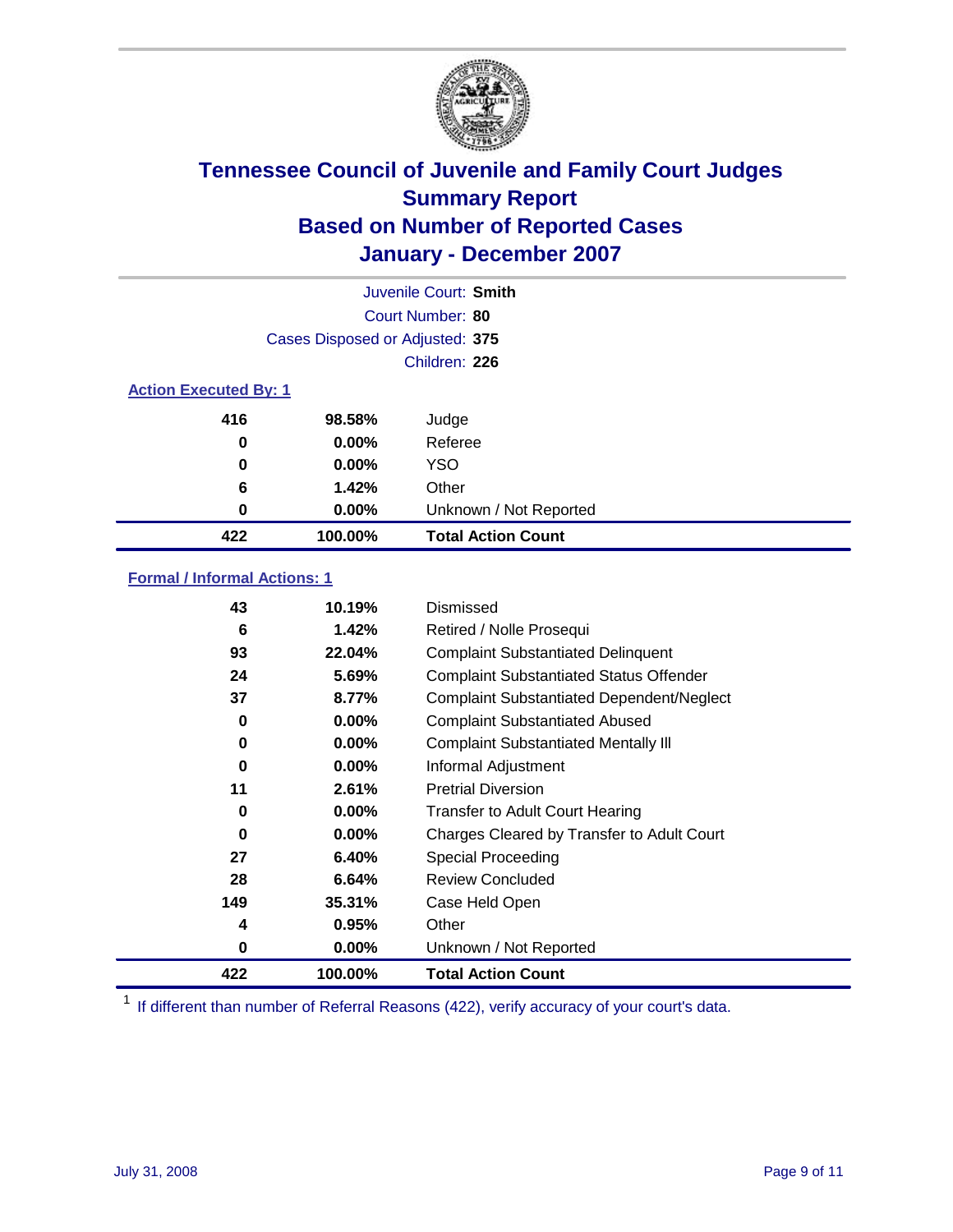# Tennessee Council of Juvenile and Family Court Judges
## Summary Report
## Based on Number of Reported Cases
## January - December 2007

Juvenile Court: **Smith**
Court Number: **80**
Cases Disposed or Adjusted: **375**
Children: **226**

### Action Executed By: 1

| | | |
|---|---|---|
| 416 | 98.58% | Judge |
| 0 | 0.00% | Referee |
| 0 | 0.00% | YSO |
| 6 | 1.42% | Other |
| 0 | 0.00% | Unknown / Not Reported |
| **422** | **100.00%** | **Total Action Count** |

### Formal / Informal Actions: 1

| | | |
|---|---|---|
| 43 | 10.19% | Dismissed |
| 6 | 1.42% | Retired / Nolle Prosequi |
| 93 | 22.04% | Complaint Substantiated Delinquent |
| 24 | 5.69% | Complaint Substantiated Status Offender |
| 37 | 8.77% | Complaint Substantiated Dependent/Neglect |
| 0 | 0.00% | Complaint Substantiated Abused |
| 0 | 0.00% | Complaint Substantiated Mentally Ill |
| 0 | 0.00% | Informal Adjustment |
| 11 | 2.61% | Pretrial Diversion |
| 0 | 0.00% | Transfer to Adult Court Hearing |
| 0 | 0.00% | Charges Cleared by Transfer to Adult Court |
| 27 | 6.40% | Special Proceeding |
| 28 | 6.64% | Review Concluded |
| 149 | 35.31% | Case Held Open |
| 4 | 0.95% | Other |
| 0 | 0.00% | Unknown / Not Reported |
| **422** | **100.00%** | **Total Action Count** |

[1] If different than number of Referral Reasons (422), verify accuracy of your court's data.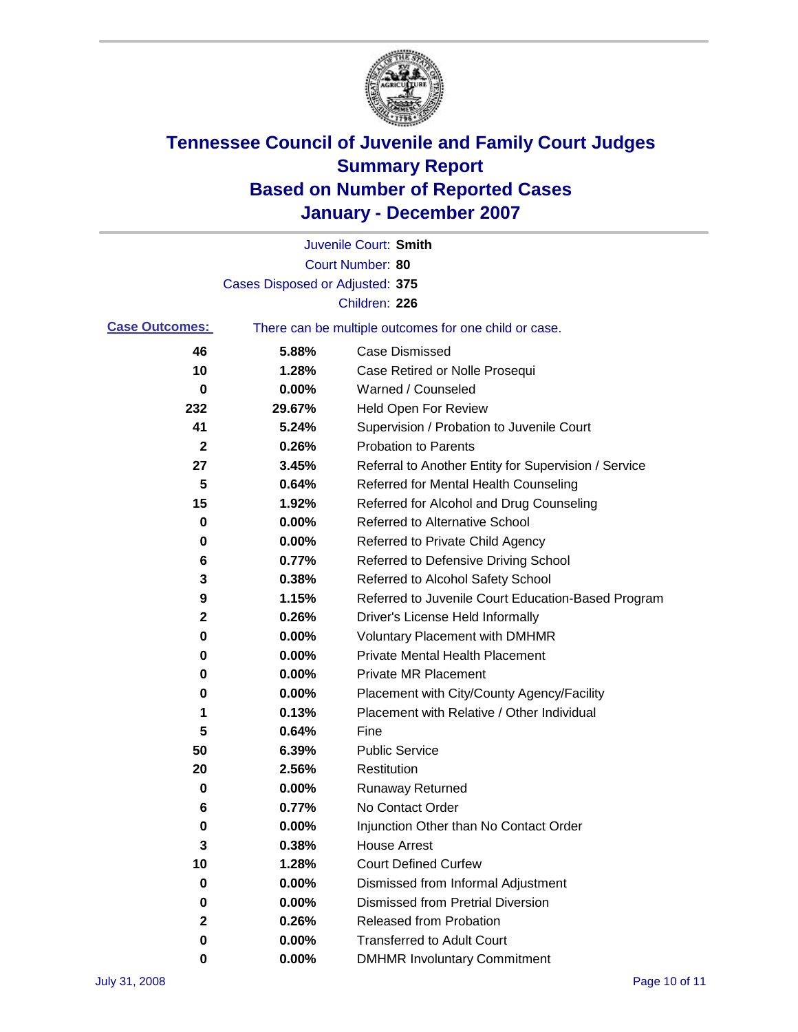# Tennessee Council of Juvenile and Family Court Judges
## Summary Report
## Based on Number of Reported Cases
## January - December 2007

Juvenile Court: **Smith**
Court Number: **80**
Cases Disposed or Adjusted: **375**
Children: **226**

**Case Outcomes:** There can be multiple outcomes for one child or case.

| Count | Percent | Outcome |
|---|---|---|
| 46 | 5.88% | Case Dismissed |
| 10 | 1.28% | Case Retired or Nolle Prosequi |
| 0 | 0.00% | Warned / Counseled |
| 232 | 29.67% | Held Open For Review |
| 41 | 5.24% | Supervision / Probation to Juvenile Court |
| 2 | 0.26% | Probation to Parents |
| 27 | 3.45% | Referral to Another Entity for Supervision / Service |
| 5 | 0.64% | Referred for Mental Health Counseling |
| 15 | 1.92% | Referred for Alcohol and Drug Counseling |
| 0 | 0.00% | Referred to Alternative School |
| 0 | 0.00% | Referred to Private Child Agency |
| 6 | 0.77% | Referred to Defensive Driving School |
| 3 | 0.38% | Referred to Alcohol Safety School |
| 9 | 1.15% | Referred to Juvenile Court Education-Based Program |
| 2 | 0.26% | Driver's License Held Informally |
| 0 | 0.00% | Voluntary Placement with DMHMR |
| 0 | 0.00% | Private Mental Health Placement |
| 0 | 0.00% | Private MR Placement |
| 0 | 0.00% | Placement with City/County Agency/Facility |
| 1 | 0.13% | Placement with Relative / Other Individual |
| 5 | 0.64% | Fine |
| 50 | 6.39% | Public Service |
| 20 | 2.56% | Restitution |
| 0 | 0.00% | Runaway Returned |
| 6 | 0.77% | No Contact Order |
| 0 | 0.00% | Injunction Other than No Contact Order |
| 3 | 0.38% | House Arrest |
| 10 | 1.28% | Court Defined Curfew |
| 0 | 0.00% | Dismissed from Informal Adjustment |
| 0 | 0.00% | Dismissed from Pretrial Diversion |
| 2 | 0.26% | Released from Probation |
| 0 | 0.00% | Transferred to Adult Court |
| 0 | 0.00% | DMHMR Involuntary Commitment |

July 31, 2008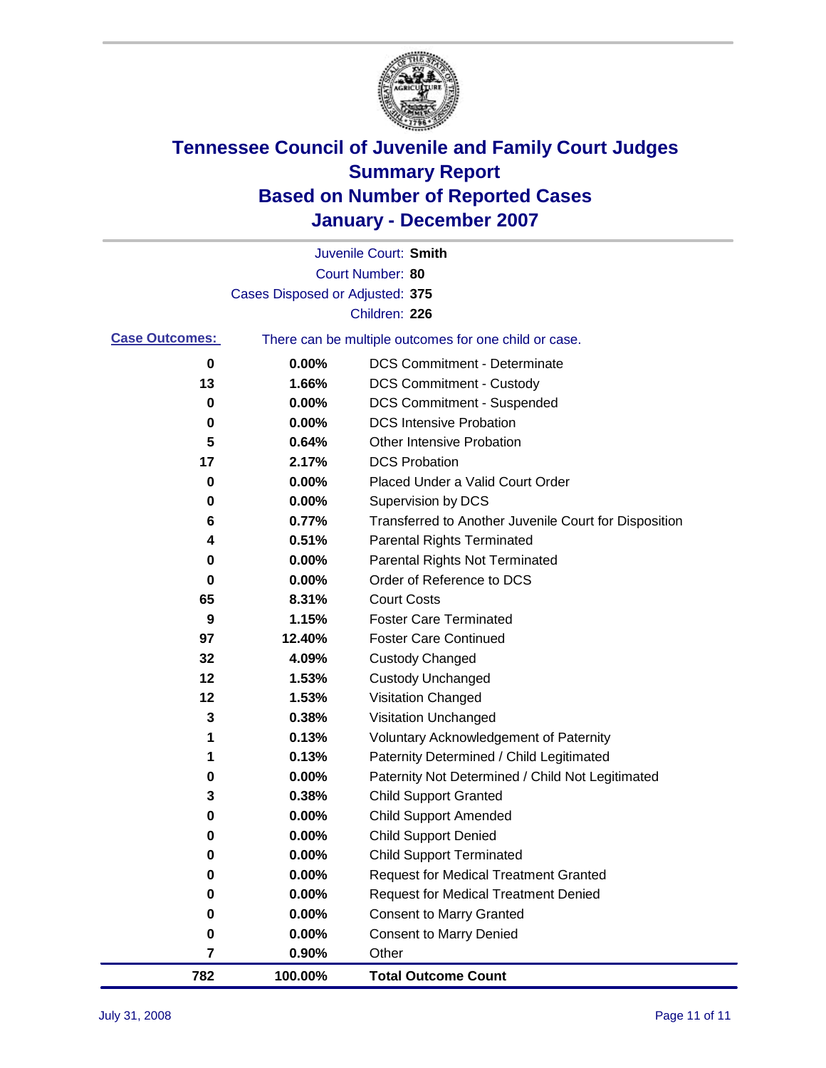# Tennessee Council of Juvenile and Family Court Judges
# Summary Report
# Based on Number of Reported Cases
# January - December 2007

Juvenile Court: **Smith**

Court Number: **80**

Cases Disposed or Adjusted: **375**

Children: **226**

**Case Outcomes:** There can be multiple outcomes for one child or case.

| | | |
|---|---|---|
| 0 | 0.00% | DCS Commitment - Determinate |
| 13 | 1.66% | DCS Commitment - Custody |
| 0 | 0.00% | DCS Commitment - Suspended |
| 0 | 0.00% | DCS Intensive Probation |
| 5 | 0.64% | Other Intensive Probation |
| 17 | 2.17% | DCS Probation |
| 0 | 0.00% | Placed Under a Valid Court Order |
| 0 | 0.00% | Supervision by DCS |
| 6 | 0.77% | Transferred to Another Juvenile Court for Disposition |
| 4 | 0.51% | Parental Rights Terminated |
| 0 | 0.00% | Parental Rights Not Terminated |
| 0 | 0.00% | Order of Reference to DCS |
| 65 | 8.31% | Court Costs |
| 9 | 1.15% | Foster Care Terminated |
| 97 | 12.40% | Foster Care Continued |
| 32 | 4.09% | Custody Changed |
| 12 | 1.53% | Custody Unchanged |
| 12 | 1.53% | Visitation Changed |
| 3 | 0.38% | Visitation Unchanged |
| 1 | 0.13% | Voluntary Acknowledgement of Paternity |
| 1 | 0.13% | Paternity Determined / Child Legitimated |
| 0 | 0.00% | Paternity Not Determined / Child Not Legitimated |
| 3 | 0.38% | Child Support Granted |
| 0 | 0.00% | Child Support Amended |
| 0 | 0.00% | Child Support Denied |
| 0 | 0.00% | Child Support Terminated |
| 0 | 0.00% | Request for Medical Treatment Granted |
| 0 | 0.00% | Request for Medical Treatment Denied |
| 0 | 0.00% | Consent to Marry Granted |
| 0 | 0.00% | Consent to Marry Denied |
| 7 | 0.90% | Other |
| **782** | **100.00%** | **Total Outcome Count** |

July 31, 2008